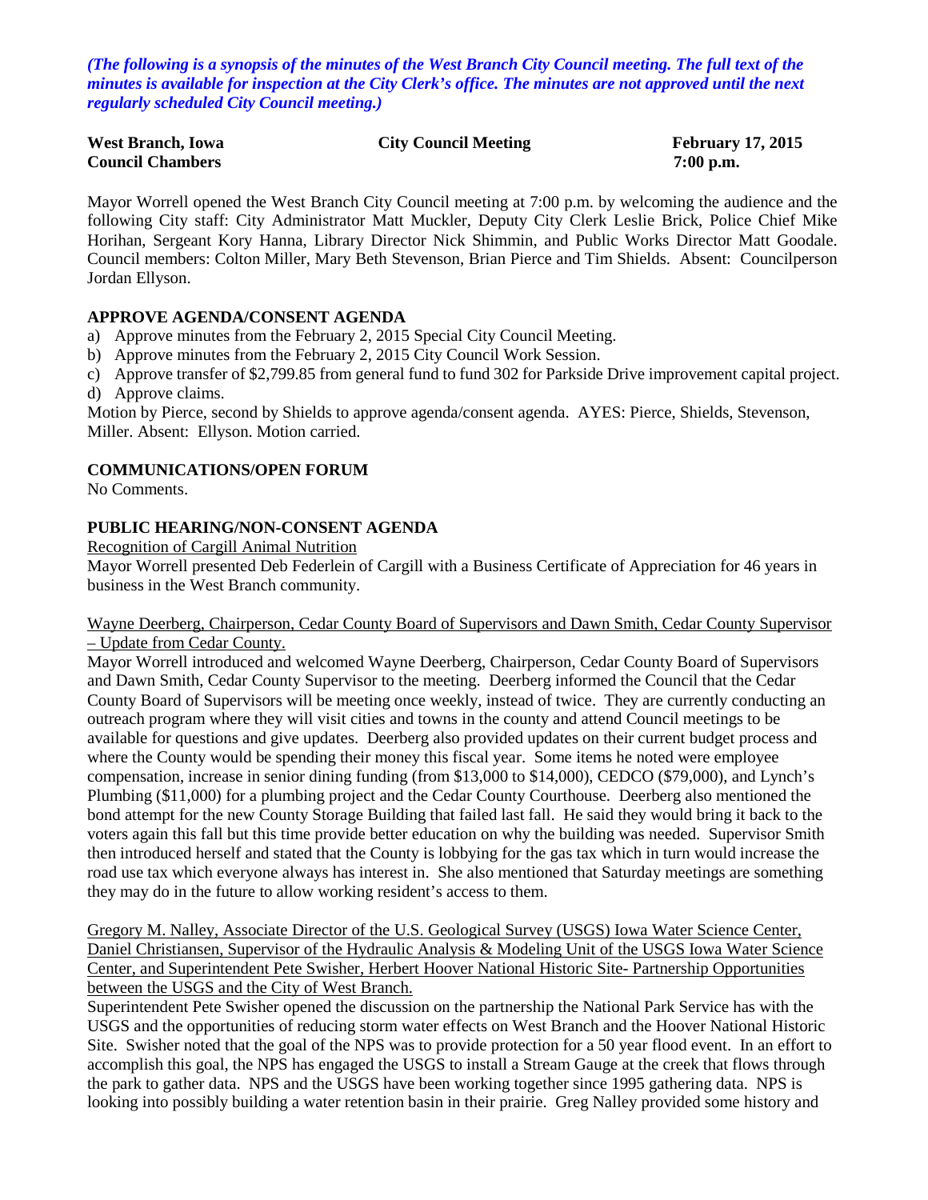*(The following is a synopsis of the minutes of the West Branch City Council meeting. The full text of the minutes is available for inspection at the City Clerk's office. The minutes are not approved until the next regularly scheduled City Council meeting.)*

**West Branch, Iowa** | **City Council Meeting** | **February 17, 2015**
**Council Chambers** | | **7:00 p.m.**

Mayor Worrell opened the West Branch City Council meeting at 7:00 p.m. by welcoming the audience and the following City staff: City Administrator Matt Muckler, Deputy City Clerk Leslie Brick, Police Chief Mike Horihan, Sergeant Kory Hanna, Library Director Nick Shimmin, and Public Works Director Matt Goodale. Council members: Colton Miller, Mary Beth Stevenson, Brian Pierce and Tim Shields. Absent: Councilperson Jordan Ellyson.

## APPROVE AGENDA/CONSENT AGENDA

a) Approve minutes from the February 2, 2015 Special City Council Meeting.
b) Approve minutes from the February 2, 2015 City Council Work Session.
c) Approve transfer of $2,799.85 from general fund to fund 302 for Parkside Drive improvement capital project.
d) Approve claims.

Motion by Pierce, second by Shields to approve agenda/consent agenda. AYES: Pierce, Shields, Stevenson, Miller. Absent: Ellyson. Motion carried.

## COMMUNICATIONS/OPEN FORUM

No Comments.

## PUBLIC HEARING/NON-CONSENT AGENDA

Recognition of Cargill Animal Nutrition

Mayor Worrell presented Deb Federlein of Cargill with a Business Certificate of Appreciation for 46 years in business in the West Branch community.

Wayne Deerberg, Chairperson, Cedar County Board of Supervisors and Dawn Smith, Cedar County Supervisor – Update from Cedar County.

Mayor Worrell introduced and welcomed Wayne Deerberg, Chairperson, Cedar County Board of Supervisors and Dawn Smith, Cedar County Supervisor to the meeting. Deerberg informed the Council that the Cedar County Board of Supervisors will be meeting once weekly, instead of twice. They are currently conducting an outreach program where they will visit cities and towns in the county and attend Council meetings to be available for questions and give updates. Deerberg also provided updates on their current budget process and where the County would be spending their money this fiscal year. Some items he noted were employee compensation, increase in senior dining funding (from $13,000 to $14,000), CEDCO ($79,000), and Lynch's Plumbing ($11,000) for a plumbing project and the Cedar County Courthouse. Deerberg also mentioned the bond attempt for the new County Storage Building that failed last fall. He said they would bring it back to the voters again this fall but this time provide better education on why the building was needed. Supervisor Smith then introduced herself and stated that the County is lobbying for the gas tax which in turn would increase the road use tax which everyone always has interest in. She also mentioned that Saturday meetings are something they may do in the future to allow working resident's access to them.

Gregory M. Nalley, Associate Director of the U.S. Geological Survey (USGS) Iowa Water Science Center, Daniel Christiansen, Supervisor of the Hydraulic Analysis & Modeling Unit of the USGS Iowa Water Science Center, and Superintendent Pete Swisher, Herbert Hoover National Historic Site- Partnership Opportunities between the USGS and the City of West Branch.

Superintendent Pete Swisher opened the discussion on the partnership the National Park Service has with the USGS and the opportunities of reducing storm water effects on West Branch and the Hoover National Historic Site. Swisher noted that the goal of the NPS was to provide protection for a 50 year flood event. In an effort to accomplish this goal, the NPS has engaged the USGS to install a Stream Gauge at the creek that flows through the park to gather data. NPS and the USGS have been working together since 1995 gathering data. NPS is looking into possibly building a water retention basin in their prairie. Greg Nalley provided some history and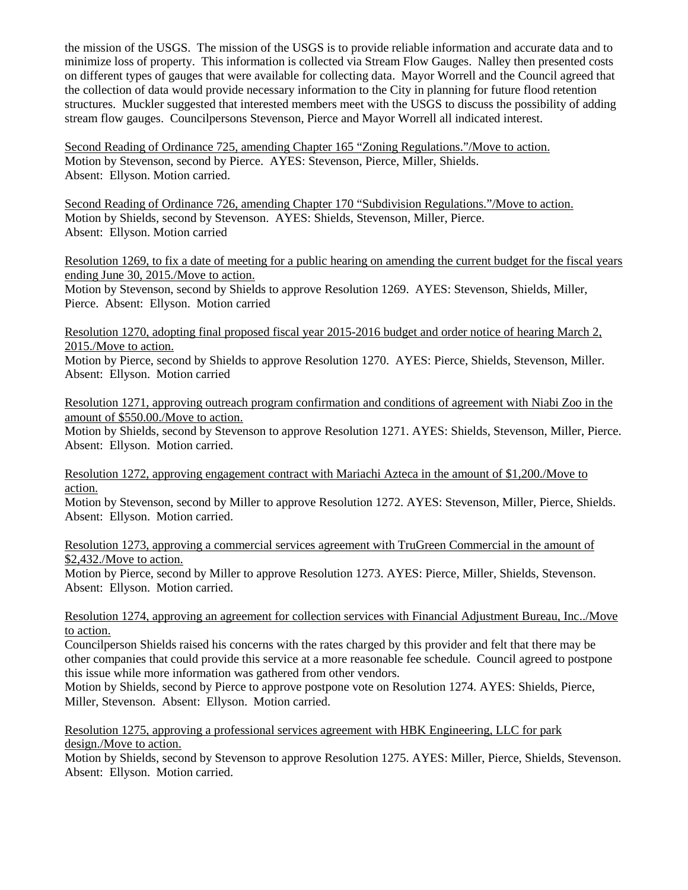the mission of the USGS. The mission of the USGS is to provide reliable information and accurate data and to minimize loss of property. This information is collected via Stream Flow Gauges. Nalley then presented costs on different types of gauges that were available for collecting data. Mayor Worrell and the Council agreed that the collection of data would provide necessary information to the City in planning for future flood retention structures. Muckler suggested that interested members meet with the USGS to discuss the possibility of adding stream flow gauges. Councilpersons Stevenson, Pierce and Mayor Worrell all indicated interest.

<u>Second Reading of Ordinance 725, amending Chapter 165 "Zoning Regulations."/Move to action.</u>
Motion by Stevenson, second by Pierce. AYES: Stevenson, Pierce, Miller, Shields.
Absent: Ellyson. Motion carried.

<u>Second Reading of Ordinance 726, amending Chapter 170 "Subdivision Regulations."/Move to action.</u>
Motion by Shields, second by Stevenson. AYES: Shields, Stevenson, Miller, Pierce.
Absent: Ellyson. Motion carried

<u>Resolution 1269, to fix a date of meeting for a public hearing on amending the current budget for the fiscal years ending June 30, 2015./Move to action.</u>
Motion by Stevenson, second by Shields to approve Resolution 1269. AYES: Stevenson, Shields, Miller, Pierce. Absent: Ellyson. Motion carried

<u>Resolution 1270, adopting final proposed fiscal year 2015-2016 budget and order notice of hearing March 2, 2015./Move to action.</u>
Motion by Pierce, second by Shields to approve Resolution 1270. AYES: Pierce, Shields, Stevenson, Miller.
Absent: Ellyson. Motion carried

<u>Resolution 1271, approving outreach program confirmation and conditions of agreement with Niabi Zoo in the amount of $550.00./Move to action.</u>
Motion by Shields, second by Stevenson to approve Resolution 1271. AYES: Shields, Stevenson, Miller, Pierce.
Absent: Ellyson. Motion carried.

<u>Resolution 1272, approving engagement contract with Mariachi Azteca in the amount of $1,200./Move to action.</u>
Motion by Stevenson, second by Miller to approve Resolution 1272. AYES: Stevenson, Miller, Pierce, Shields.
Absent: Ellyson. Motion carried.

<u>Resolution 1273, approving a commercial services agreement with TruGreen Commercial in the amount of $2,432./Move to action.</u>
Motion by Pierce, second by Miller to approve Resolution 1273. AYES: Pierce, Miller, Shields, Stevenson.
Absent: Ellyson. Motion carried.

<u>Resolution 1274, approving an agreement for collection services with Financial Adjustment Bureau, Inc../Move to action.</u>
Councilperson Shields raised his concerns with the rates charged by this provider and felt that there may be other companies that could provide this service at a more reasonable fee schedule. Council agreed to postpone this issue while more information was gathered from other vendors.
Motion by Shields, second by Pierce to approve postpone vote on Resolution 1274. AYES: Shields, Pierce, Miller, Stevenson. Absent: Ellyson. Motion carried.

<u>Resolution 1275, approving a professional services agreement with HBK Engineering, LLC for park design./Move to action.</u>
Motion by Shields, second by Stevenson to approve Resolution 1275. AYES: Miller, Pierce, Shields, Stevenson.
Absent: Ellyson. Motion carried.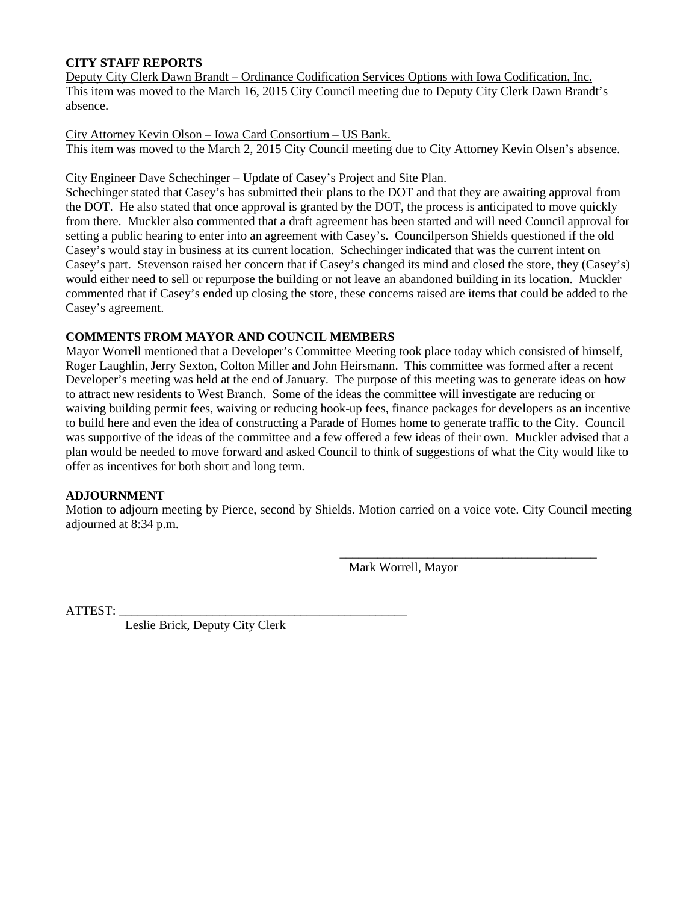**CITY STAFF REPORTS**

Deputy City Clerk Dawn Brandt – Ordinance Codification Services Options with Iowa Codification, Inc.
This item was moved to the March 16, 2015 City Council meeting due to Deputy City Clerk Dawn Brandt's absence.

City Attorney Kevin Olson – Iowa Card Consortium – US Bank.
This item was moved to the March 2, 2015 City Council meeting due to City Attorney Kevin Olsen's absence.

City Engineer Dave Schechinger – Update of Casey's Project and Site Plan.
Schechinger stated that Casey's has submitted their plans to the DOT and that they are awaiting approval from the DOT. He also stated that once approval is granted by the DOT, the process is anticipated to move quickly from there. Muckler also commented that a draft agreement has been started and will need Council approval for setting a public hearing to enter into an agreement with Casey's. Councilperson Shields questioned if the old Casey's would stay in business at its current location. Schechinger indicated that was the current intent on Casey's part. Stevenson raised her concern that if Casey's changed its mind and closed the store, they (Casey's) would either need to sell or repurpose the building or not leave an abandoned building in its location. Muckler commented that if Casey's ended up closing the store, these concerns raised are items that could be added to the Casey's agreement.

**COMMENTS FROM MAYOR AND COUNCIL MEMBERS**

Mayor Worrell mentioned that a Developer's Committee Meeting took place today which consisted of himself, Roger Laughlin, Jerry Sexton, Colton Miller and John Heirsmann. This committee was formed after a recent Developer's meeting was held at the end of January. The purpose of this meeting was to generate ideas on how to attract new residents to West Branch. Some of the ideas the committee will investigate are reducing or waiving building permit fees, waiving or reducing hook-up fees, finance packages for developers as an incentive to build here and even the idea of constructing a Parade of Homes home to generate traffic to the City. Council was supportive of the ideas of the committee and a few offered a few ideas of their own. Muckler advised that a plan would be needed to move forward and asked Council to think of suggestions of what the City would like to offer as incentives for both short and long term.

**ADJOURNMENT**

Motion to adjourn meeting by Pierce, second by Shields. Motion carried on a voice vote. City Council meeting adjourned at 8:34 p.m.

\_\_\_\_\_\_\_\_\_\_\_\_\_\_\_\_\_\_\_\_\_\_\_\_\_\_\_\_\_\_\_\_\_\_\_\_\_\_\_\_\_\_
Mark Worrell, Mayor

ATTEST: \_\_\_\_\_\_\_\_\_\_\_\_\_\_\_\_\_\_\_\_\_\_\_\_\_\_\_\_\_\_\_\_\_\_\_\_\_\_\_\_\_\_\_\_\_\_
Leslie Brick, Deputy City Clerk